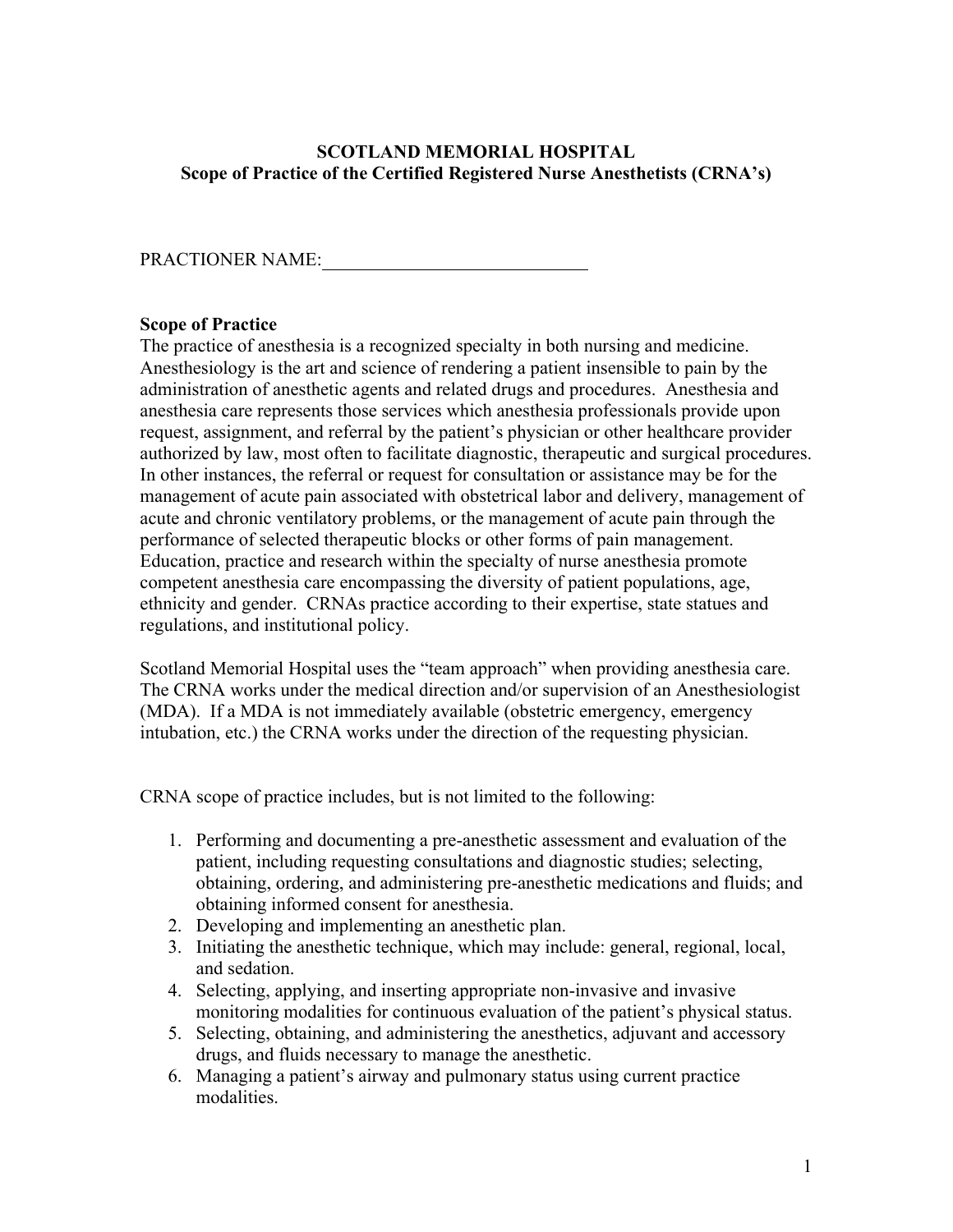# SCOTLAND MEMORIAL HOSPITAL
## Scope of Practice of the Certified Registered Nurse Anesthetists (CRNA's)

PRACTIONER NAME:______________________________

**Scope of Practice**

The practice of anesthesia is a recognized specialty in both nursing and medicine. Anesthesiology is the art and science of rendering a patient insensible to pain by the administration of anesthetic agents and related drugs and procedures. Anesthesia and anesthesia care represents those services which anesthesia professionals provide upon request, assignment, and referral by the patient's physician or other healthcare provider authorized by law, most often to facilitate diagnostic, therapeutic and surgical procedures. In other instances, the referral or request for consultation or assistance may be for the management of acute pain associated with obstetrical labor and delivery, management of acute and chronic ventilatory problems, or the management of acute pain through the performance of selected therapeutic blocks or other forms of pain management. Education, practice and research within the specialty of nurse anesthesia promote competent anesthesia care encompassing the diversity of patient populations, age, ethnicity and gender. CRNAs practice according to their expertise, state statues and regulations, and institutional policy.

Scotland Memorial Hospital uses the "team approach" when providing anesthesia care. The CRNA works under the medical direction and/or supervision of an Anesthesiologist (MDA). If a MDA is not immediately available (obstetric emergency, emergency intubation, etc.) the CRNA works under the direction of the requesting physician.

CRNA scope of practice includes, but is not limited to the following:

1. Performing and documenting a pre-anesthetic assessment and evaluation of the patient, including requesting consultations and diagnostic studies; selecting, obtaining, ordering, and administering pre-anesthetic medications and fluids; and obtaining informed consent for anesthesia.
2. Developing and implementing an anesthetic plan.
3. Initiating the anesthetic technique, which may include: general, regional, local, and sedation.
4. Selecting, applying, and inserting appropriate non-invasive and invasive monitoring modalities for continuous evaluation of the patient's physical status.
5. Selecting, obtaining, and administering the anesthetics, adjuvant and accessory drugs, and fluids necessary to manage the anesthetic.
6. Managing a patient's airway and pulmonary status using current practice modalities.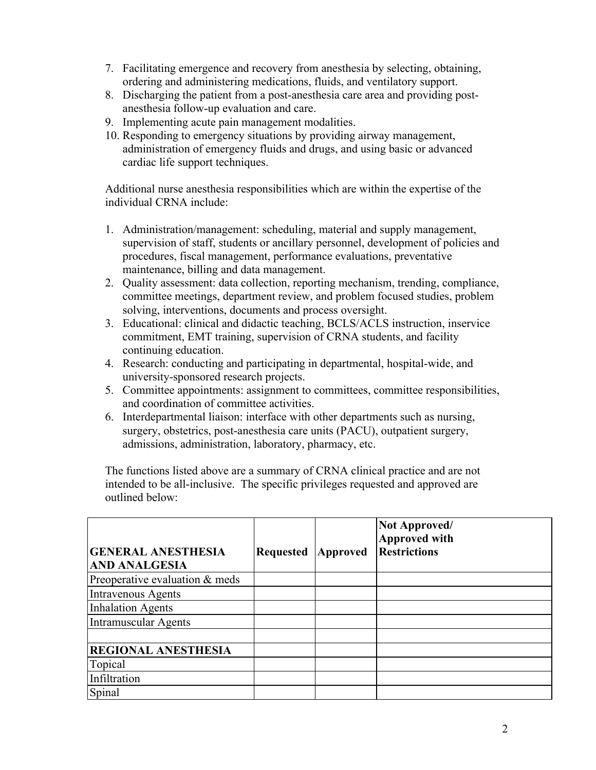7. Facilitating emergence and recovery from anesthesia by selecting, obtaining, ordering and administering medications, fluids, and ventilatory support.
8. Discharging the patient from a post-anesthesia care area and providing post-anesthesia follow-up evaluation and care.
9. Implementing acute pain management modalities.
10. Responding to emergency situations by providing airway management, administration of emergency fluids and drugs, and using basic or advanced cardiac life support techniques.

Additional nurse anesthesia responsibilities which are within the expertise of the individual CRNA include:

1. Administration/management: scheduling, material and supply management, supervision of staff, students or ancillary personnel, development of policies and procedures, fiscal management, performance evaluations, preventative maintenance, billing and data management.
2. Quality assessment: data collection, reporting mechanism, trending, compliance, committee meetings, department review, and problem focused studies, problem solving, interventions, documents and process oversight.
3. Educational: clinical and didactic teaching, BCLS/ACLS instruction, inservice commitment, EMT training, supervision of CRNA students, and facility continuing education.
4. Research: conducting and participating in departmental, hospital-wide, and university-sponsored research projects.
5. Committee appointments: assignment to committees, committee responsibilities, and coordination of committee activities.
6. Interdepartmental liaison: interface with other departments such as nursing, surgery, obstetrics, post-anesthesia care units (PACU), outpatient surgery, admissions, administration, laboratory, pharmacy, etc.

The functions listed above are a summary of CRNA clinical practice and are not intended to be all-inclusive. The specific privileges requested and approved are outlined below:

| **GENERAL ANESTHESIA AND ANALGESIA** | **Requested** | **Approved** | **Not Approved/ Approved with Restrictions** |
|---|---|---|---|
| Preoperative evaluation & meds | | | |
| Intravenous Agents | | | |
| Inhalation Agents | | | |
| Intramuscular Agents | | | |
| | | | |
| **REGIONAL ANESTHESIA** | | | |
| Topical | | | |
| Infiltration | | | |
| Spinal | | | |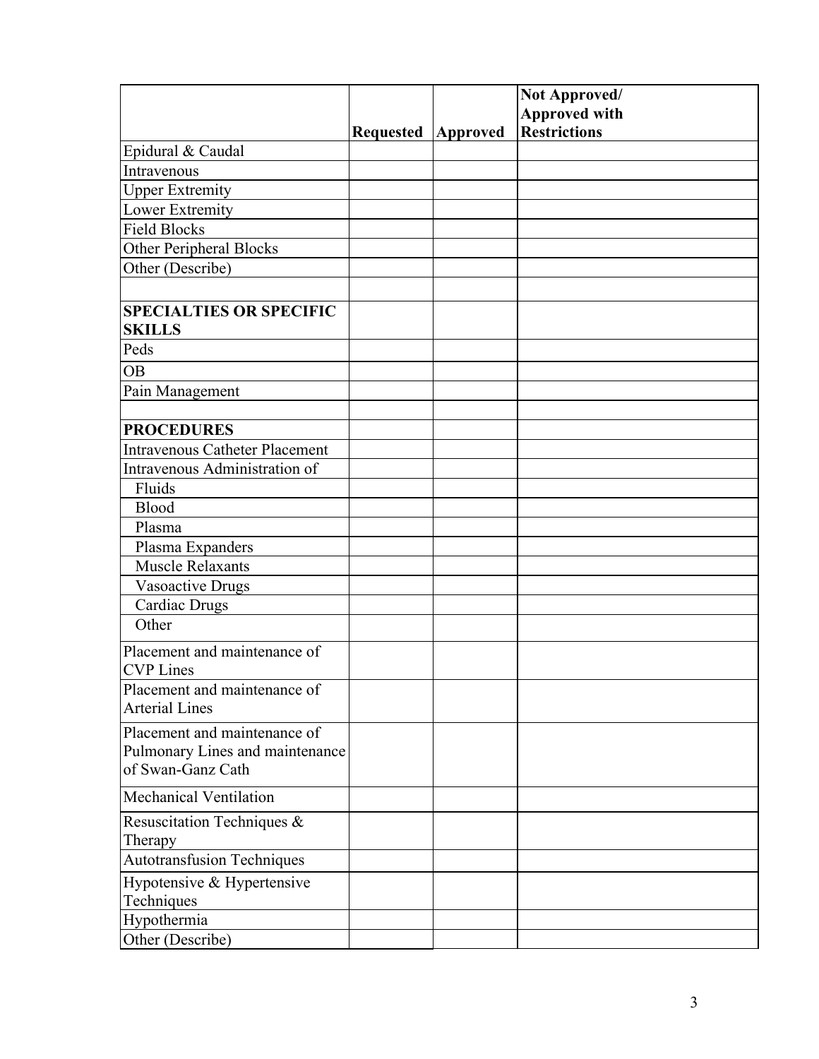| | Requested | Approved | Not Approved/ Approved with Restrictions |
|---|---|---|---|
| Epidural & Caudal | | | |
| Intravenous | | | |
| Upper Extremity | | | |
| Lower Extremity | | | |
| Field Blocks | | | |
| Other Peripheral Blocks | | | |
| Other (Describe) | | | |
| | | | |
| **SPECIALTIES OR SPECIFIC SKILLS** | | | |
| Peds | | | |
| OB | | | |
| Pain Management | | | |
| | | | |
| **PROCEDURES** | | | |
| Intravenous Catheter Placement | | | |
| Intravenous Administration of | | | |
| Fluids | | | |
| Blood | | | |
| Plasma | | | |
| Plasma Expanders | | | |
| Muscle Relaxants | | | |
| Vasoactive Drugs | | | |
| Cardiac Drugs | | | |
| Other | | | |
| Placement and maintenance of CVP Lines | | | |
| Placement and maintenance of Arterial Lines | | | |
| Placement and maintenance of Pulmonary Lines and maintenance of Swan-Ganz Cath | | | |
| Mechanical Ventilation | | | |
| Resuscitation Techniques & Therapy | | | |
| Autotransfusion Techniques | | | |
| Hypotensive & Hypertensive Techniques | | | |
| Hypothermia | | | |
| Other (Describe) | | | |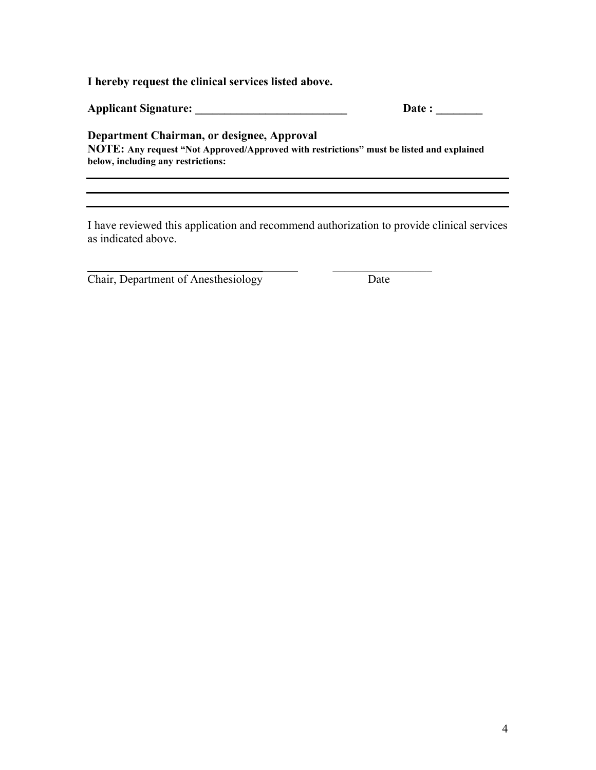**I hereby request the clinical services listed above.**

**Applicant Signature: __________________________ Date : ________**

**Department Chairman, or designee, Approval**

**NOTE: Any request "Not Approved/Approved with restrictions" must be listed and explained below, including any restrictions:**

___________________________________________________________________________

___________________________________________________________________________

___________________________________________________________________________

I have reviewed this application and recommend authorization to provide clinical services as indicated above.

______________________________________ __________________

Chair, Department of Anesthesiology Date